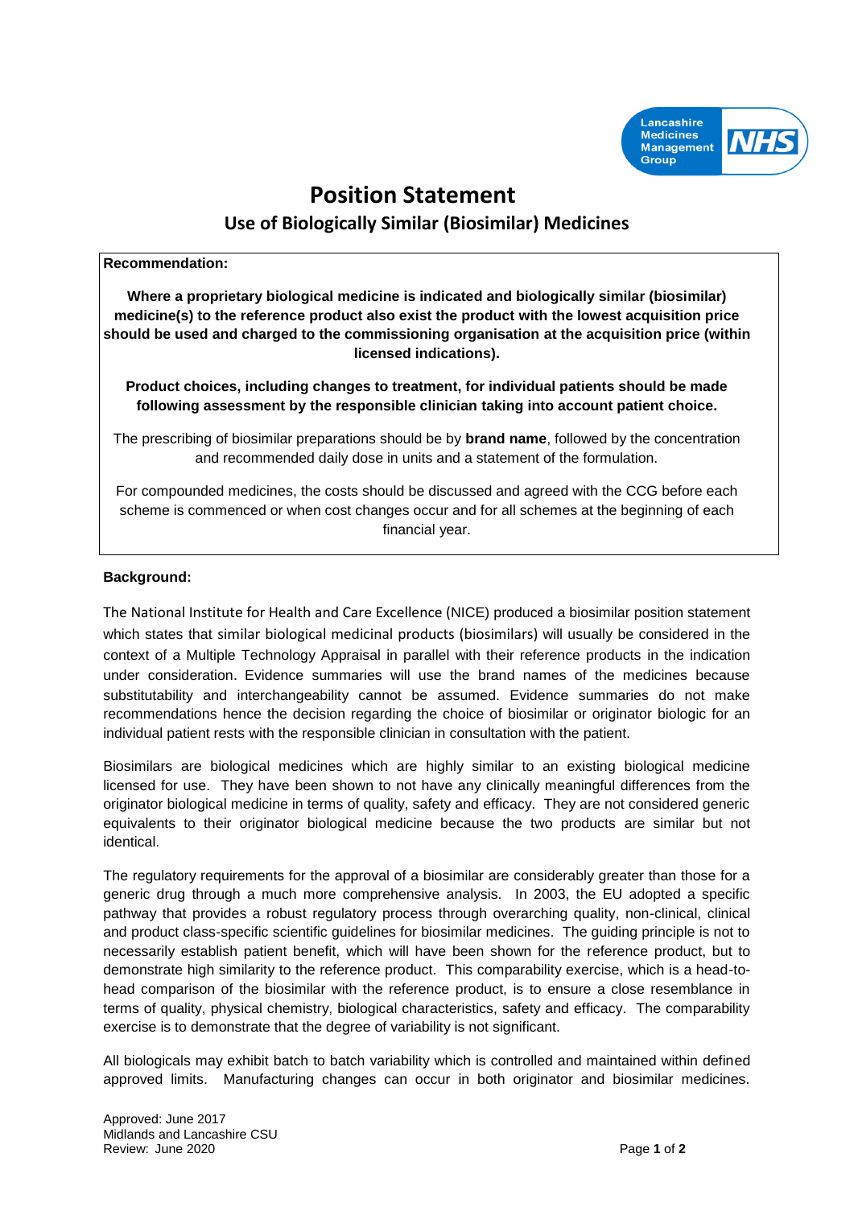Lancashire Medicines Management Group NHS

# Position Statement

## Use of Biologically Similar (Biosimilar) Medicines

**Recommendation:**

**Where a proprietary biological medicine is indicated and biologically similar (biosimilar) medicine(s) to the reference product also exist the product with the lowest acquisition price should be used and charged to the commissioning organisation at the acquisition price (within licensed indications).**

**Product choices, including changes to treatment, for individual patients should be made following assessment by the responsible clinician taking into account patient choice.**

The prescribing of biosimilar preparations should be by **brand name**, followed by the concentration and recommended daily dose in units and a statement of the formulation.

For compounded medicines, the costs should be discussed and agreed with the CCG before each scheme is commenced or when cost changes occur and for all schemes at the beginning of each financial year.

**Background:**

The National Institute for Health and Care Excellence (NICE) produced a biosimilar position statement which states that similar biological medicinal products (biosimilars) will usually be considered in the context of a Multiple Technology Appraisal in parallel with their reference products in the indication under consideration. Evidence summaries will use the brand names of the medicines because substitutability and interchangeability cannot be assumed. Evidence summaries do not make recommendations hence the decision regarding the choice of biosimilar or originator biologic for an individual patient rests with the responsible clinician in consultation with the patient.

Biosimilars are biological medicines which are highly similar to an existing biological medicine licensed for use. They have been shown to not have any clinically meaningful differences from the originator biological medicine in terms of quality, safety and efficacy. They are not considered generic equivalents to their originator biological medicine because the two products are similar but not identical.

The regulatory requirements for the approval of a biosimilar are considerably greater than those for a generic drug through a much more comprehensive analysis. In 2003, the EU adopted a specific pathway that provides a robust regulatory process through overarching quality, non-clinical, clinical and product class-specific scientific guidelines for biosimilar medicines. The guiding principle is not to necessarily establish patient benefit, which will have been shown for the reference product, but to demonstrate high similarity to the reference product. This comparability exercise, which is a head-to-head comparison of the biosimilar with the reference product, is to ensure a close resemblance in terms of quality, physical chemistry, biological characteristics, safety and efficacy. The comparability exercise is to demonstrate that the degree of variability is not significant.

All biologicals may exhibit batch to batch variability which is controlled and maintained within defined approved limits. Manufacturing changes can occur in both originator and biosimilar medicines.

Approved: June 2017
Midlands and Lancashire CSU
Review: June 2020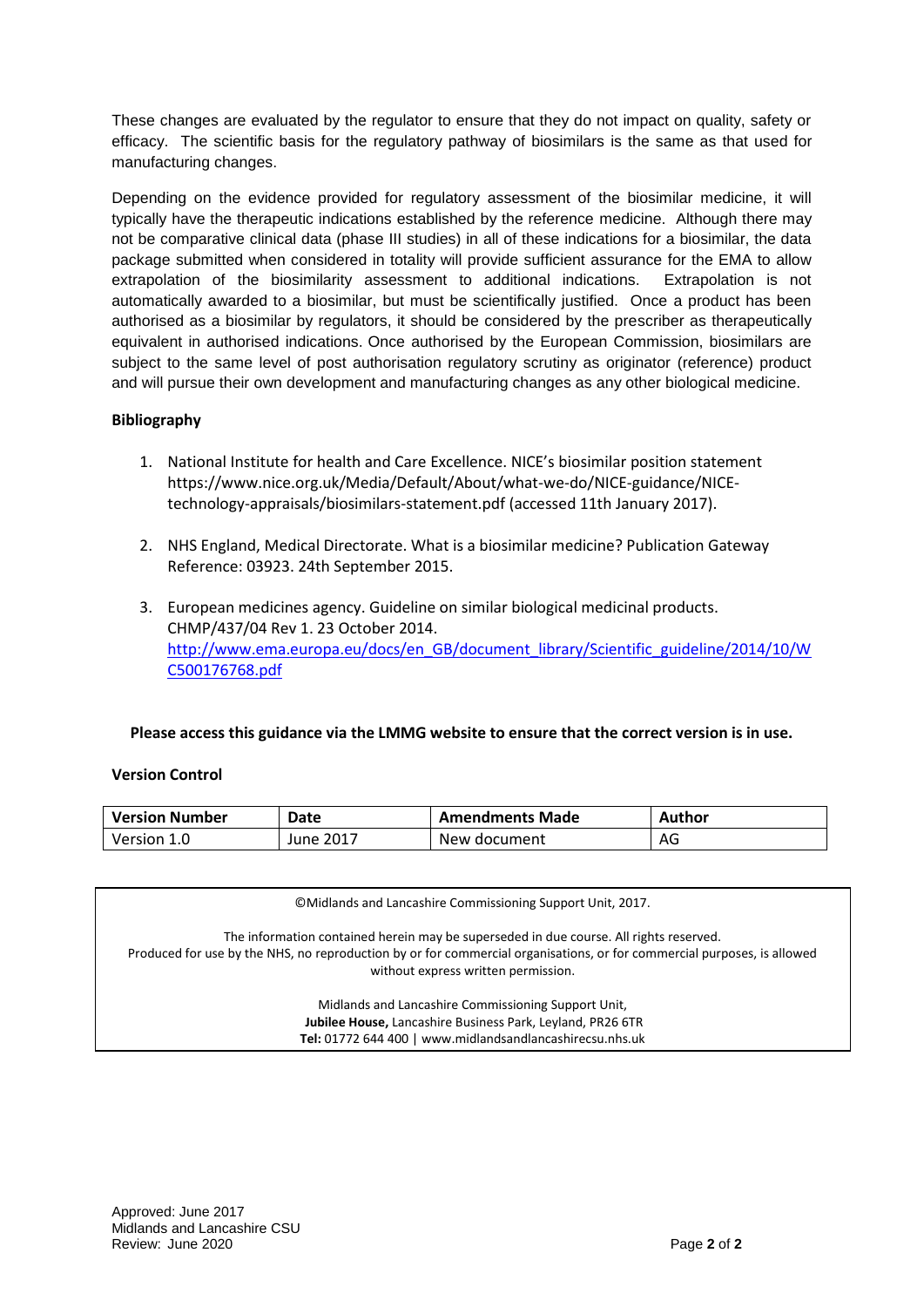These changes are evaluated by the regulator to ensure that they do not impact on quality, safety or efficacy. The scientific basis for the regulatory pathway of biosimilars is the same as that used for manufacturing changes.

Depending on the evidence provided for regulatory assessment of the biosimilar medicine, it will typically have the therapeutic indications established by the reference medicine. Although there may not be comparative clinical data (phase III studies) in all of these indications for a biosimilar, the data package submitted when considered in totality will provide sufficient assurance for the EMA to allow extrapolation of the biosimilarity assessment to additional indications. Extrapolation is not automatically awarded to a biosimilar, but must be scientifically justified. Once a product has been authorised as a biosimilar by regulators, it should be considered by the prescriber as therapeutically equivalent in authorised indications. Once authorised by the European Commission, biosimilars are subject to the same level of post authorisation regulatory scrutiny as originator (reference) product and will pursue their own development and manufacturing changes as any other biological medicine.

**Bibliography**

1. National Institute for health and Care Excellence. NICE's biosimilar position statement https://www.nice.org.uk/Media/Default/About/what-we-do/NICE-guidance/NICE-technology-appraisals/biosimilars-statement.pdf (accessed 11th January 2017).

2. NHS England, Medical Directorate. What is a biosimilar medicine? Publication Gateway Reference: 03923. 24th September 2015.

3. European medicines agency. Guideline on similar biological medicinal products. CHMP/437/04 Rev 1. 23 October 2014. http://www.ema.europa.eu/docs/en_GB/document_library/Scientific_guideline/2014/10/WC500176768.pdf

**Please access this guidance via the LMMG website to ensure that the correct version is in use.**

**Version Control**

| Version Number | Date | Amendments Made | Author |
|---|---|---|---|
| Version 1.0 | June 2017 | New document | AG |

©Midlands and Lancashire Commissioning Support Unit, 2017.

The information contained herein may be superseded in due course. All rights reserved.
Produced for use by the NHS, no reproduction by or for commercial organisations, or for commercial purposes, is allowed without express written permission.

Midlands and Lancashire Commissioning Support Unit,
**Jubilee House,** Lancashire Business Park, Leyland, PR26 6TR
**Tel:** 01772 644 400 | www.midlandsandlancashirecsu.nhs.uk

Approved: June 2017
Midlands and Lancashire CSU
Review: June 2020